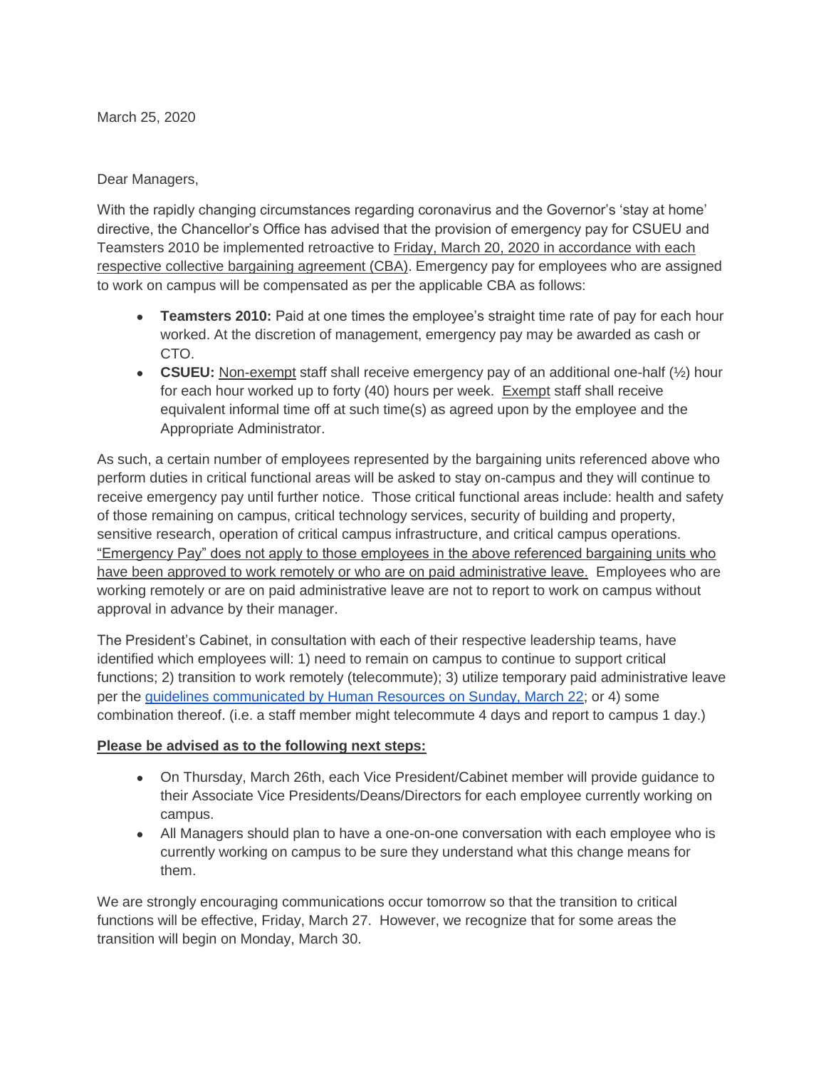March 25, 2020

Dear Managers,

With the rapidly changing circumstances regarding coronavirus and the Governor's 'stay at home' directive, the Chancellor's Office has advised that the provision of emergency pay for CSUEU and Teamsters 2010 be implemented retroactive to Friday, March 20, 2020 in accordance with each respective collective bargaining agreement (CBA). Emergency pay for employees who are assigned to work on campus will be compensated as per the applicable CBA as follows:

- **Teamsters 2010:** Paid at one times the employee's straight time rate of pay for each hour worked. At the discretion of management, emergency pay may be awarded as cash or CTO.
- **CSUEU:** Non-exempt staff shall receive emergency pay of an additional one-half (½) hour for each hour worked up to forty (40) hours per week. Exempt staff shall receive equivalent informal time off at such time(s) as agreed upon by the employee and the Appropriate Administrator.

As such, a certain number of employees represented by the bargaining units referenced above who perform duties in critical functional areas will be asked to stay on-campus and they will continue to receive emergency pay until further notice. Those critical functional areas include: health and safety of those remaining on campus, critical technology services, security of building and property, sensitive research, operation of critical campus infrastructure, and critical campus operations. "Emergency Pay" does not apply to those employees in the above referenced bargaining units who have been approved to work remotely or who are on paid administrative leave. Employees who are working remotely or are on paid administrative leave are not to report to work on campus without approval in advance by their manager.

The President's Cabinet, in consultation with each of their respective leadership teams, have identified which employees will: 1) need to remain on campus to continue to support critical functions; 2) transition to work remotely (telecommute); 3) utilize temporary paid administrative leave per the guidelines communicated by Human Resources on Sunday, March 22; or 4) some combination thereof. (i.e. a staff member might telecommute 4 days and report to campus 1 day.)

**Please be advised as to the following next steps:**

- On Thursday, March 26th, each Vice President/Cabinet member will provide guidance to their Associate Vice Presidents/Deans/Directors for each employee currently working on campus.
- All Managers should plan to have a one-on-one conversation with each employee who is currently working on campus to be sure they understand what this change means for them.

We are strongly encouraging communications occur tomorrow so that the transition to critical functions will be effective, Friday, March 27. However, we recognize that for some areas the transition will begin on Monday, March 30.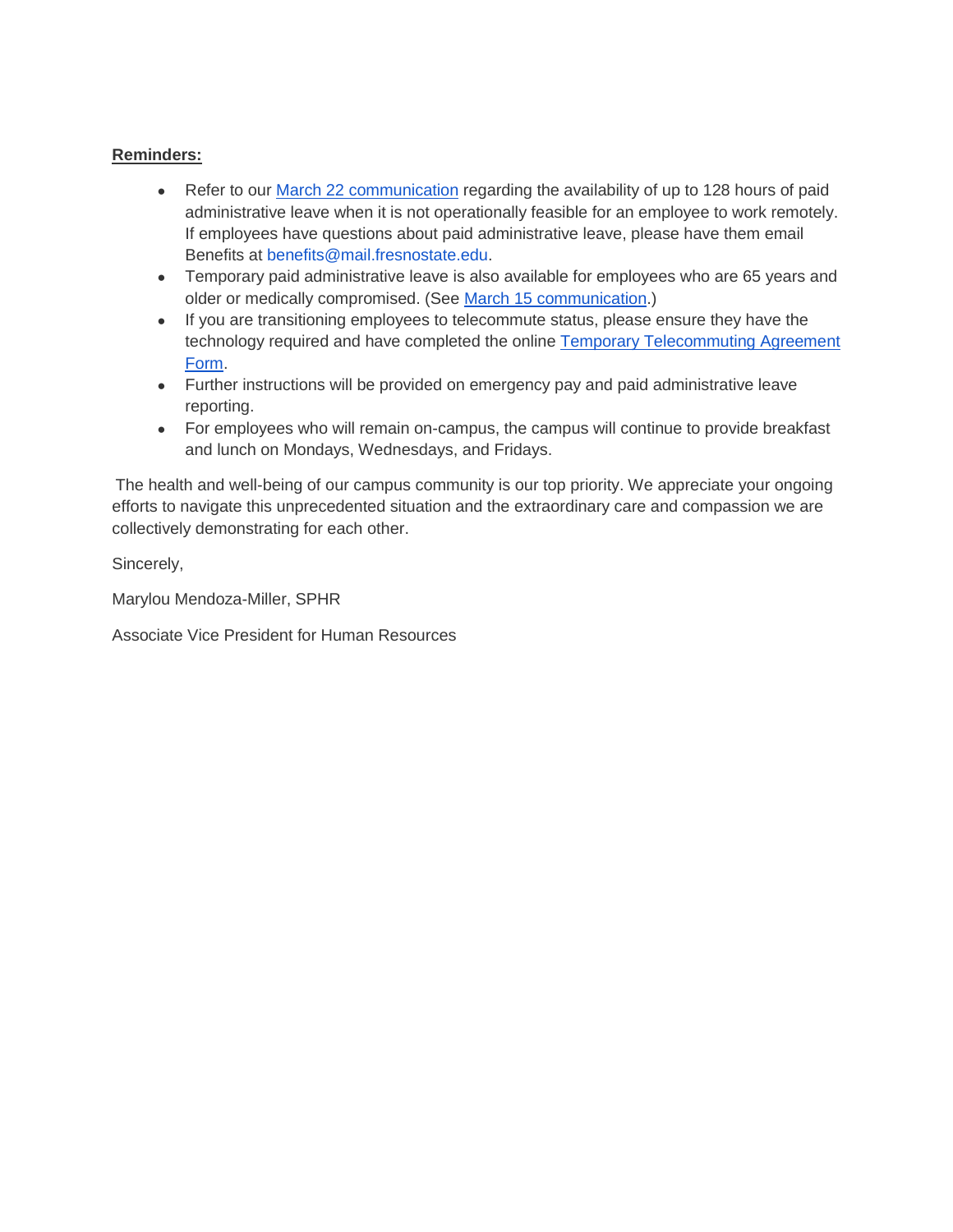**Reminders:**

- Refer to our March 22 communication regarding the availability of up to 128 hours of paid administrative leave when it is not operationally feasible for an employee to work remotely. If employees have questions about paid administrative leave, please have them email Benefits at benefits@mail.fresnostate.edu.
- Temporary paid administrative leave is also available for employees who are 65 years and older or medically compromised. (See March 15 communication.)
- If you are transitioning employees to telecommute status, please ensure they have the technology required and have completed the online Temporary Telecommuting Agreement Form.
- Further instructions will be provided on emergency pay and paid administrative leave reporting.
- For employees who will remain on-campus, the campus will continue to provide breakfast and lunch on Mondays, Wednesdays, and Fridays.

The health and well-being of our campus community is our top priority. We appreciate your ongoing efforts to navigate this unprecedented situation and the extraordinary care and compassion we are collectively demonstrating for each other.

Sincerely,

Marylou Mendoza-Miller, SPHR

Associate Vice President for Human Resources